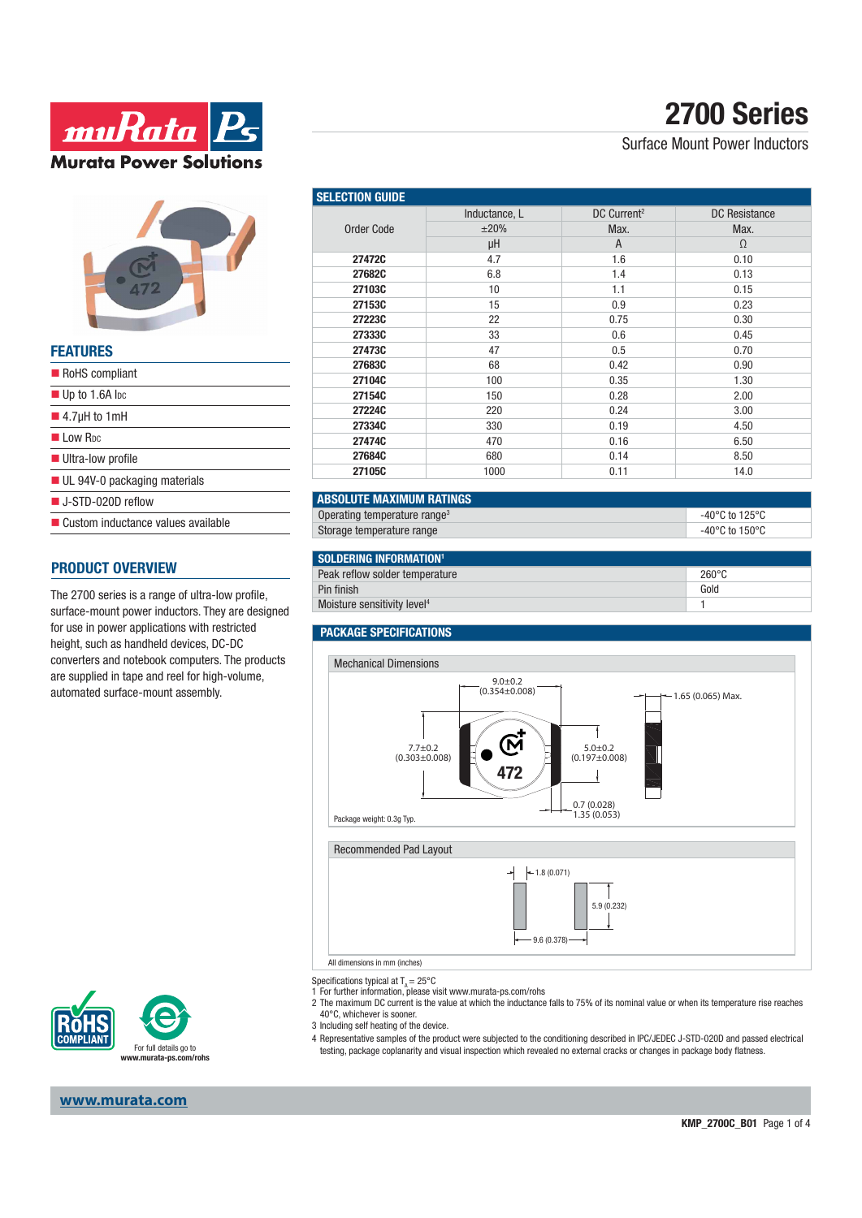# 2700 Series

Surface Mount Power Inductors

## FEATURES

- RoHS compliant
- Up to 1.6A IDC
- 4.7μH to 1mH
- Low RDC
- Ultra-low profile
- UL 94V-0 packaging materials
- J-STD-020D reflow
- Custom inductance values available

## PRODUCT OVERVIEW

The 2700 series is a range of ultra-low profile, surface-mount power inductors. They are designed for use in power applications with restricted height, such as handheld devices, DC-DC converters and notebook computers. The products are supplied in tape and reel for high-volume, automated surface-mount assembly.

## SELECTION GUIDE

| Order Code | Inductance, L ±20% μH | DC Current[2] Max. A | DC Resistance Max. Ω |
|---|---|---|---|
| 27472C | 4.7 | 1.6 | 0.10 |
| 27682C | 6.8 | 1.4 | 0.13 |
| 27103C | 10 | 1.1 | 0.15 |
| 27153C | 15 | 0.9 | 0.23 |
| 27223C | 22 | 0.75 | 0.30 |
| 27333C | 33 | 0.6 | 0.45 |
| 27473C | 47 | 0.5 | 0.70 |
| 27683C | 68 | 0.42 | 0.90 |
| 27104C | 100 | 0.35 | 1.30 |
| 27154C | 150 | 0.28 | 2.00 |
| 27224C | 220 | 0.24 | 3.00 |
| 27334C | 330 | 0.19 | 4.50 |
| 27474C | 470 | 0.16 | 6.50 |
| 27684C | 680 | 0.14 | 8.50 |
| 27105C | 1000 | 0.11 | 14.0 |

## ABSOLUTE MAXIMUM RATINGS

| | |
|---|---|
| Operating temperature range[3] | -40°C to 125°C |
| Storage temperature range | -40°C to 150°C |

## SOLDERING INFORMATION[1]

| | |
|---|---|
| Peak reflow solder temperature | 260°C |
| Pin finish | Gold |
| Moisture sensitivity level[4] | 1 |

## PACKAGE SPECIFICATIONS

### Mechanical Dimensions

9.0±0.2 (0.354±0.008)

7.7±0.2 (0.303±0.008)

5.0±0.2 (0.197±0.008)

1.65 (0.065) Max.

0.7 (0.028)

1.35 (0.053)

472

Package weight: 0.3g Typ.

### Recommended Pad Layout

1.8 (0.071)

5.9 (0.232)

9.6 (0.378)

All dimensions in mm (inches)

Specifications typical at $T_A$ = 25°C

1 For further information, please visit www.murata-ps.com/rohs

2 The maximum DC current is the value at which the inductance falls to 75% of its nominal value or when its temperature rise reaches 40°C, whichever is sooner.

3 Including self heating of the device.

4 Representative samples of the product were subjected to the conditioning described in IPC/JEDEC J-STD-020D and passed electrical testing, package coplanarity and visual inspection which revealed no external cracks or changes in package body flatness.

For full details go to www.murata-ps.com/rohs

www.murata.com

KMP_2700C_B01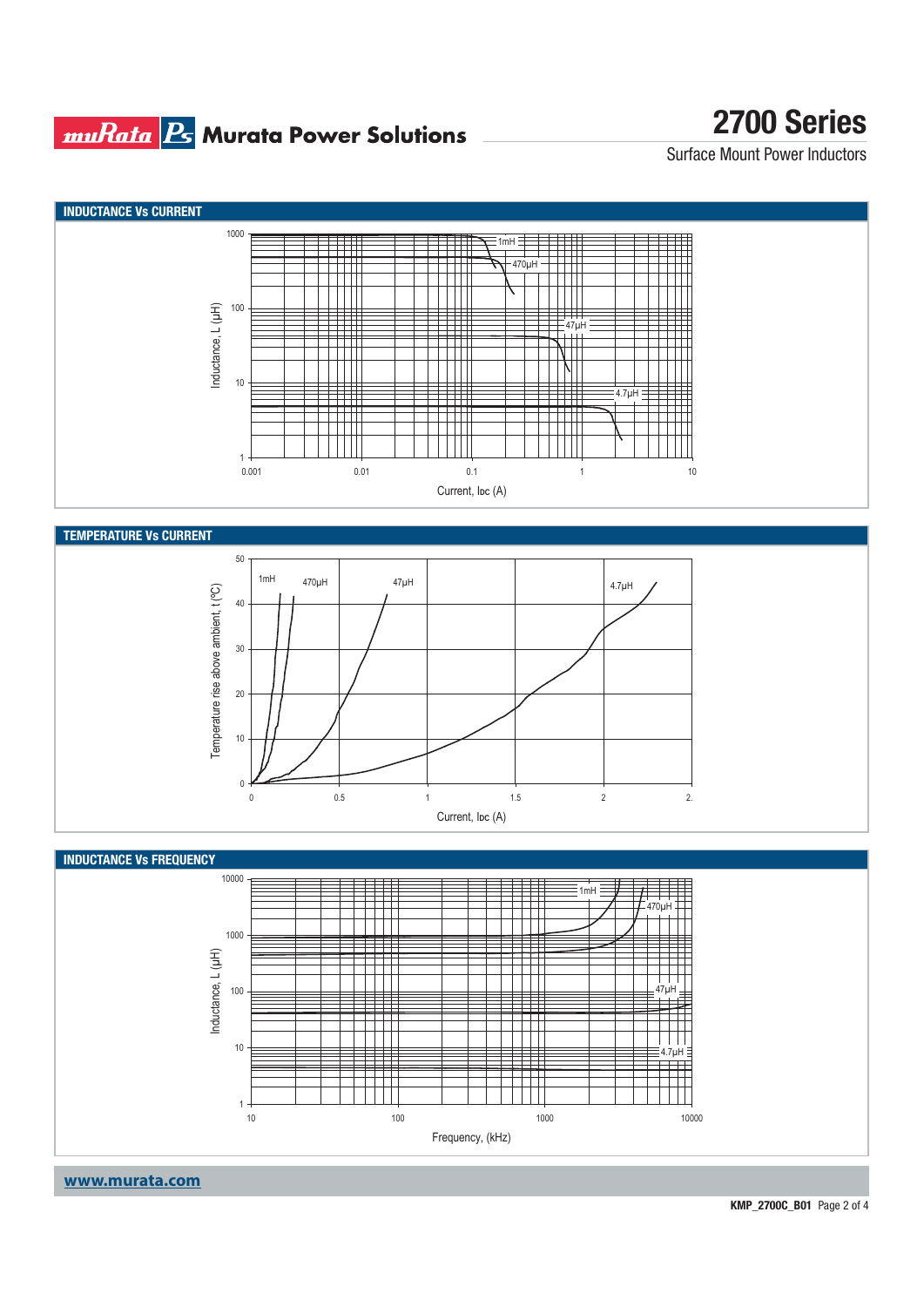## INDUCTANCE Vs CURRENT

Inductance, L (µH)

1000, 100, 10, 1

1mH, 470µH, 47µH, 4.7µH

0.001, 0.01, 0.1, 1, 10

Current, IDC (A)

## TEMPERATURE Vs CURRENT

Temperature rise above ambient, t (ºC)

50, 40, 30, 20, 10, 0

1mH, 470µH, 47µH, 4.7µH

0, 0.5, 1, 1.5, 2, 2.

Current, IDC (A)

## INDUCTANCE Vs FREQUENCY

Inductance, L (µH)

10000, 1000, 100, 10, 1

1mH, 470µH, 47µH, 4.7µH

10, 100, 1000, 10000

Frequency, (kHz)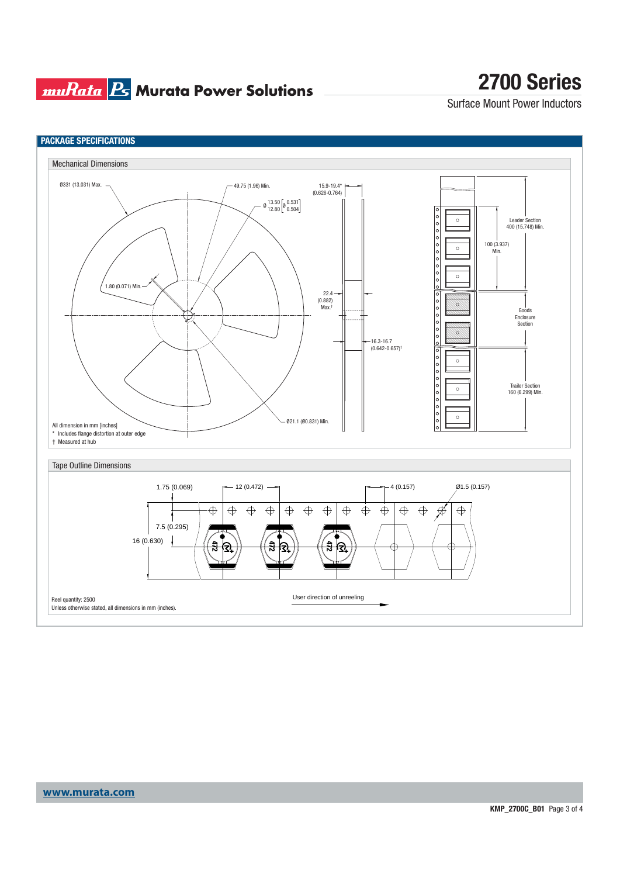## PACKAGE SPECIFICATIONS

### Mechanical Dimensions

Ø331 (13.031) Max.

49.75 (1.96) Min.

Ø 13.50 [Ø 0.531] / 12.80 [0.504]

15.9-19.4* (0.626-0.764)

1.80 (0.071) Min.

22.4 (0.882) Max.†

16.3-16.7 (0.642-0.657)†

Ø21.1 (Ø0.831) Min.

Leader Section 400 (15.748) Min.

100 (3.937) Min.

Goods Enclosure Section

Trailer Section 160 (6.299) Min.

All dimension in mm [inches]

\* Includes flange distortion at outer edge

† Measured at hub

### Tape Outline Dimensions

1.75 (0.069)

12 (0.472)

4 (0.157)

Ø1.5 (0.157)

7.5 (0.295)

16 (0.630)

User direction of unreeling

Reel quantity: 2500

Unless otherwise stated, all dimensions in mm (inches).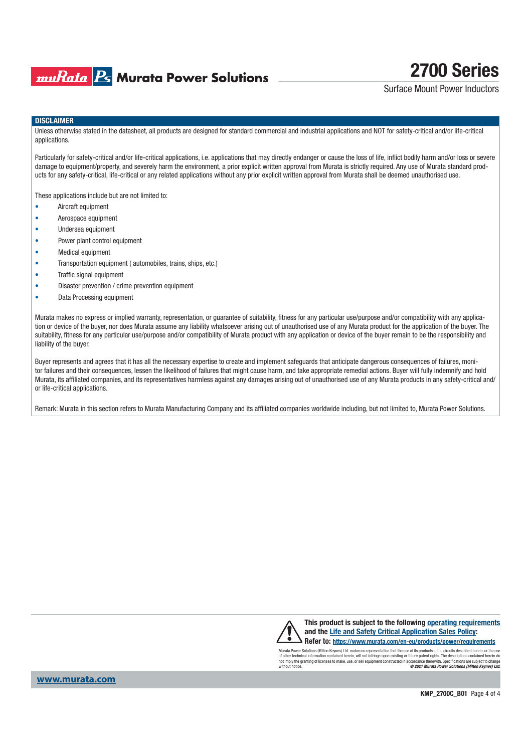## DISCLAIMER

Unless otherwise stated in the datasheet, all products are designed for standard commercial and industrial applications and NOT for safety-critical and/or life-critical applications.

Particularly for safety-critical and/or life-critical applications, i.e. applications that may directly endanger or cause the loss of life, inflict bodily harm and/or loss or severe damage to equipment/property, and severely harm the environment, a prior explicit written approval from Murata is strictly required. Any use of Murata standard products for any safety-critical, life-critical or any related applications without any prior explicit written approval from Murata shall be deemed unauthorised use.

These applications include but are not limited to:

- Aircraft equipment
- Aerospace equipment
- Undersea equipment
- Power plant control equipment
- Medical equipment
- Transportation equipment ( automobiles, trains, ships, etc.)
- Traffic signal equipment
- Disaster prevention / crime prevention equipment
- Data Processing equipment

Murata makes no express or implied warranty, representation, or guarantee of suitability, fitness for any particular use/purpose and/or compatibility with any application or device of the buyer, nor does Murata assume any liability whatsoever arising out of unauthorised use of any Murata product for the application of the buyer. The suitability, fitness for any particular use/purpose and/or compatibility of Murata product with any application or device of the buyer remain to be the responsibility and liability of the buyer.

Buyer represents and agrees that it has all the necessary expertise to create and implement safeguards that anticipate dangerous consequences of failures, monitor failures and their consequences, lessen the likelihood of failures that might cause harm, and take appropriate remedial actions. Buyer will fully indemnify and hold Murata, its affiliated companies, and its representatives harmless against any damages arising out of unauthorised use of any Murata products in any safety-critical and/or life-critical applications.

Remark: Murata in this section refers to Murata Manufacturing Company and its affiliated companies worldwide including, but not limited to, Murata Power Solutions.

**This product is subject to the following operating requirements and the Life and Safety Critical Application Sales Policy:**
**Refer to: https://www.murata.com/en-eu/products/power/requirements**

Murata Power Solutions (Milton Keynes) Ltd. makes no representation that the use of its products in the circuits described herein, or the use of other technical information contained herein, will not infringe upon existing or future patent rights. The descriptions contained herein do not imply the granting of licenses to make, use, or sell equipment constructed in accordance therewith. Specifications are subject to change without notice. ***© 2021 Murata Power Solutions (Milton Keynes) Ltd.***